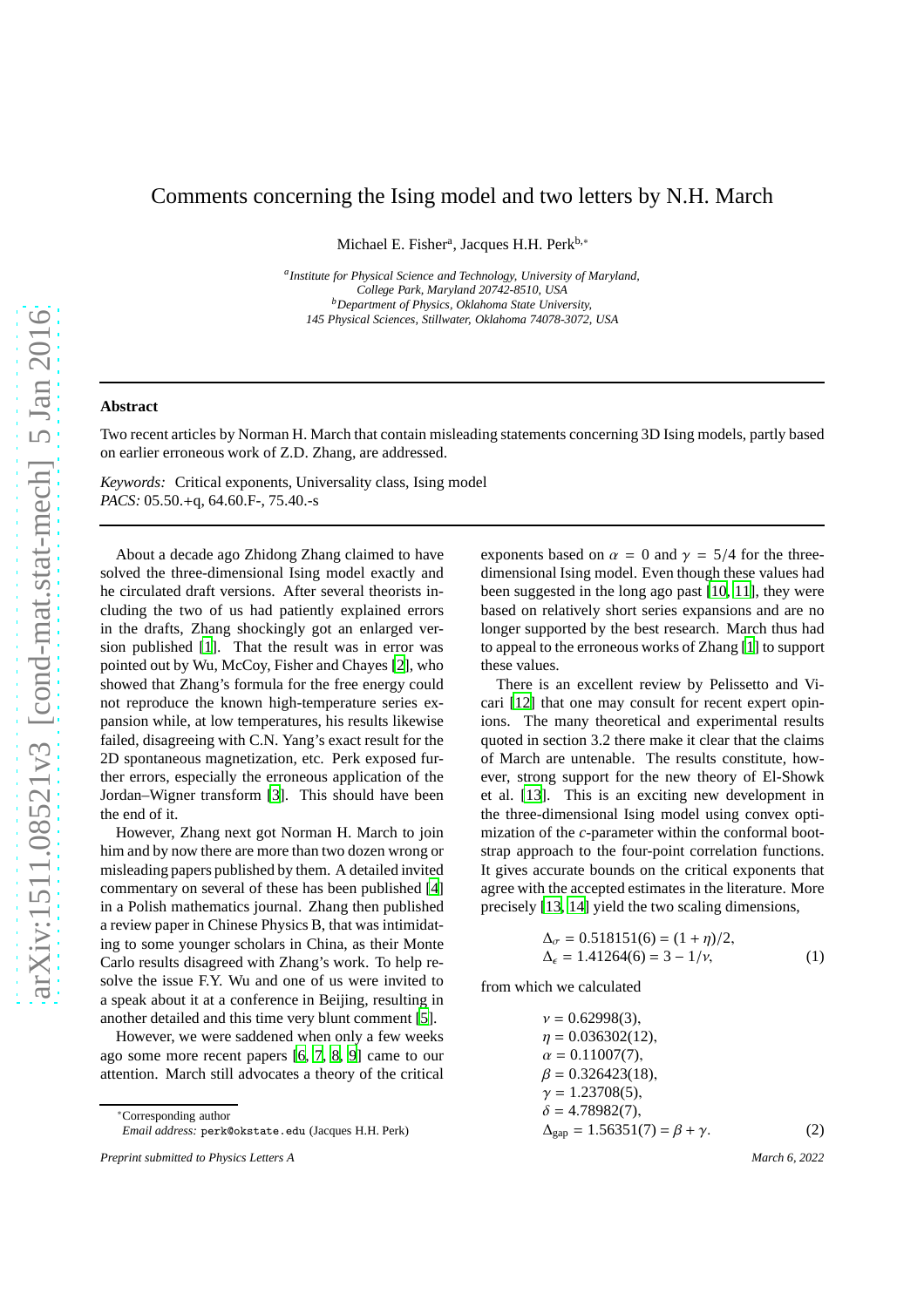# Comments concerning the Ising model and two letters by N.H. March

Michael E. Fisher[a], Jacques H.H. Perk[b,*]

[a] *Institute for Physical Science and Technology, University of Maryland, College Park, Maryland 20742-8510, USA*
[b] *Department of Physics, Oklahoma State University, 145 Physical Sciences, Stillwater, Oklahoma 74078-3072, USA*

---

**Abstract**

Two recent articles by Norman H. March that contain misleading statements concerning 3D Ising models, partly based on earlier erroneous work of Z.D. Zhang, are addressed.

*Keywords:* Critical exponents, Universality class, Ising model
*PACS:* 05.50.+q, 64.60.F-, 75.40.-s

---

About a decade ago Zhidong Zhang claimed to have solved the three-dimensional Ising model exactly and he circulated draft versions. After several theorists including the two of us had patiently explained errors in the drafts, Zhang shockingly got an enlarged version published [1]. That the result was in error was pointed out by Wu, McCoy, Fisher and Chayes [2], who showed that Zhang's formula for the free energy could not reproduce the known high-temperature series expansion while, at low temperatures, his results likewise failed, disagreeing with C.N. Yang's exact result for the 2D spontaneous magnetization, etc. Perk exposed further errors, especially the erroneous application of the Jordan–Wigner transform [3]. This should have been the end of it.

However, Zhang next got Norman H. March to join him and by now there are more than two dozen wrong or misleading papers published by them. A detailed invited commentary on several of these has been published [4] in a Polish mathematics journal. Zhang then published a review paper in Chinese Physics B, that was intimidating to some younger scholars in China, as their Monte Carlo results disagreed with Zhang's work. To help resolve the issue F.Y. Wu and one of us were invited to a speak about it at a conference in Beijing, resulting in another detailed and this time very blunt comment [5].

However, we were saddened when only a few weeks ago some more recent papers [6, 7, 8, 9] came to our attention. March still advocates a theory of the critical exponents based on $\alpha = 0$ and $\gamma = 5/4$ for the three-dimensional Ising model. Even though these values had been suggested in the long ago past [10, 11], they were based on relatively short series expansions and are no longer supported by the best research. March thus had to appeal to the erroneous works of Zhang [1] to support these values.

There is an excellent review by Pelissetto and Vicari [12] that one may consult for recent expert opinions. The many theoretical and experimental results quoted in section 3.2 there make it clear that the claims of March are untenable. The results constitute, however, strong support for the new theory of El-Showk et al. [13]. This is an exciting new development in the three-dimensional Ising model using convex optimization of the $c$-parameter within the conformal bootstrap approach to the four-point correlation functions. It gives accurate bounds on the critical exponents that agree with the accepted estimates in the literature. More precisely [13, 14] yield the two scaling dimensions,

$$
\begin{aligned}
\Delta_\sigma &= 0.518151(6) = (1+\eta)/2, \\
\Delta_\epsilon &= 1.41264(6) = 3 - 1/\nu,
\end{aligned}
\tag{1}
$$

from which we calculated

$$
\begin{aligned}
\nu &= 0.62998(3), \\
\eta &= 0.036302(12), \\
\alpha &= 0.11007(7), \\
\beta &= 0.326423(18), \\
\gamma &= 1.23708(5), \\
\delta &= 4.78982(7), \\
\Delta_{\rm gap} &= 1.56351(7) = \beta + \gamma.
\end{aligned}
\tag{2}
$$

---

*Corresponding author
*Email address:* perk@okstate.edu (Jacques H.H. Perk)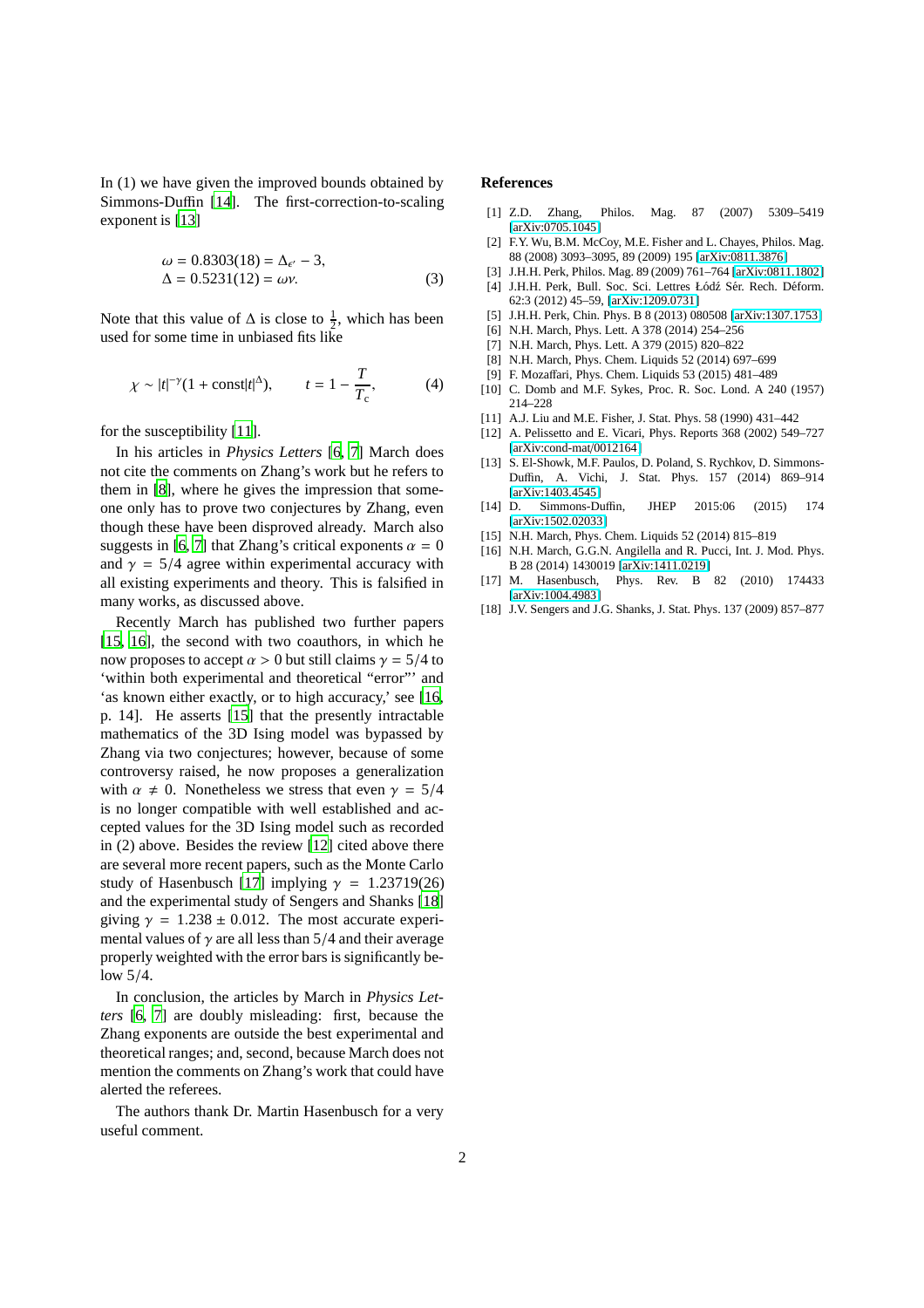In (1) we have given the improved bounds obtained by Simmons-Duffin [14]. The first-correction-to-scaling exponent is [13]

$$
\begin{aligned}
\omega &= 0.8303(18) = \Delta_{\epsilon'} - 3, \\
\Delta &= 0.5231(12) = \omega\nu.
\end{aligned} \tag{3}
$$

Note that this value of $\Delta$ is close to $\frac{1}{2}$, which has been used for some time in unbiased fits like

$$
\chi \sim |t|^{-\gamma}(1 + \mathrm{const}|t|^{\Delta}), \qquad t = 1 - \frac{T}{T_c}, \tag{4}
$$

for the susceptibility [11].

In his articles in *Physics Letters* [6, 7] March does not cite the comments on Zhang's work but he refers to them in [8], where he gives the impression that someone only has to prove two conjectures by Zhang, even though these have been disproved already. March also suggests in [6, 7] that Zhang's critical exponents $\alpha = 0$ and $\gamma = 5/4$ agree within experimental accuracy with all existing experiments and theory. This is falsified in many works, as discussed above.

Recently March has published two further papers [15, 16], the second with two coauthors, in which he now proposes to accept $\alpha > 0$ but still claims $\gamma = 5/4$ to 'within both experimental and theoretical "error"' and 'as known either exactly, or to high accuracy,' see [16, p. 14]. He asserts [15] that the presently intractable mathematics of the 3D Ising model was bypassed by Zhang via two conjectures; however, because of some controversy raised, he now proposes a generalization with $\alpha \neq 0$. Nonetheless we stress that even $\gamma = 5/4$ is no longer compatible with well established and accepted values for the 3D Ising model such as recorded in (2) above. Besides the review [12] cited above there are several more recent papers, such as the Monte Carlo study of Hasenbusch [17] implying $\gamma = 1.23719(26)$ and the experimental study of Sengers and Shanks [18] giving $\gamma = 1.238 \pm 0.012$. The most accurate experimental values of $\gamma$ are all less than $5/4$ and their average properly weighted with the error bars is significantly below $5/4$.

In conclusion, the articles by March in *Physics Letters* [6, 7] are doubly misleading: first, because the Zhang exponents are outside the best experimental and theoretical ranges; and, second, because March does not mention the comments on Zhang's work that could have alerted the referees.

The authors thank Dr. Martin Hasenbusch for a very useful comment.

## References

[1] Z.D. Zhang, Philos. Mag. 87 (2007) 5309–5419 [arXiv:0705.1045]

[2] F.Y. Wu, B.M. McCoy, M.E. Fisher and L. Chayes, Philos. Mag. 88 (2008) 3093–3095, 89 (2009) 195 [arXiv:0811.3876]

[3] J.H.H. Perk, Philos. Mag. 89 (2009) 761–764 [arXiv:0811.1802]

[4] J.H.H. Perk, Bull. Soc. Sci. Lettres Łódź Sér. Rech. Déform. 62:3 (2012) 45–59, [arXiv:1209.0731]

[5] J.H.H. Perk, Chin. Phys. B 8 (2013) 080508 [arXiv:1307.1753]

[6] N.H. March, Phys. Lett. A 378 (2014) 254–256

[7] N.H. March, Phys. Lett. A 379 (2015) 820–822

[8] N.H. March, Phys. Chem. Liquids 52 (2014) 697–699

[9] F. Mozaffari, Phys. Chem. Liquids 53 (2015) 481–489

[10] C. Domb and M.F. Sykes, Proc. R. Soc. Lond. A 240 (1957) 214–228

[11] A.J. Liu and M.E. Fisher, J. Stat. Phys. 58 (1990) 431–442

[12] A. Pelissetto and E. Vicari, Phys. Reports 368 (2002) 549–727 [arXiv:cond-mat/0012164]

[13] S. El-Showk, M.F. Paulos, D. Poland, S. Rychkov, D. Simmons-Duffin, A. Vichi, J. Stat. Phys. 157 (2014) 869–914 [arXiv:1403.4545]

[14] D. Simmons-Duffin, JHEP 2015:06 (2015) 174 [arXiv:1502.02033]

[15] N.H. March, Phys. Chem. Liquids 52 (2014) 815–819

[16] N.H. March, G.G.N. Angilella and R. Pucci, Int. J. Mod. Phys. B 28 (2014) 1430019 [arXiv:1411.0219]

[17] M. Hasenbusch, Phys. Rev. B 82 (2010) 174433 [arXiv:1004.4983]

[18] J.V. Sengers and J.G. Shanks, J. Stat. Phys. 137 (2009) 857–877